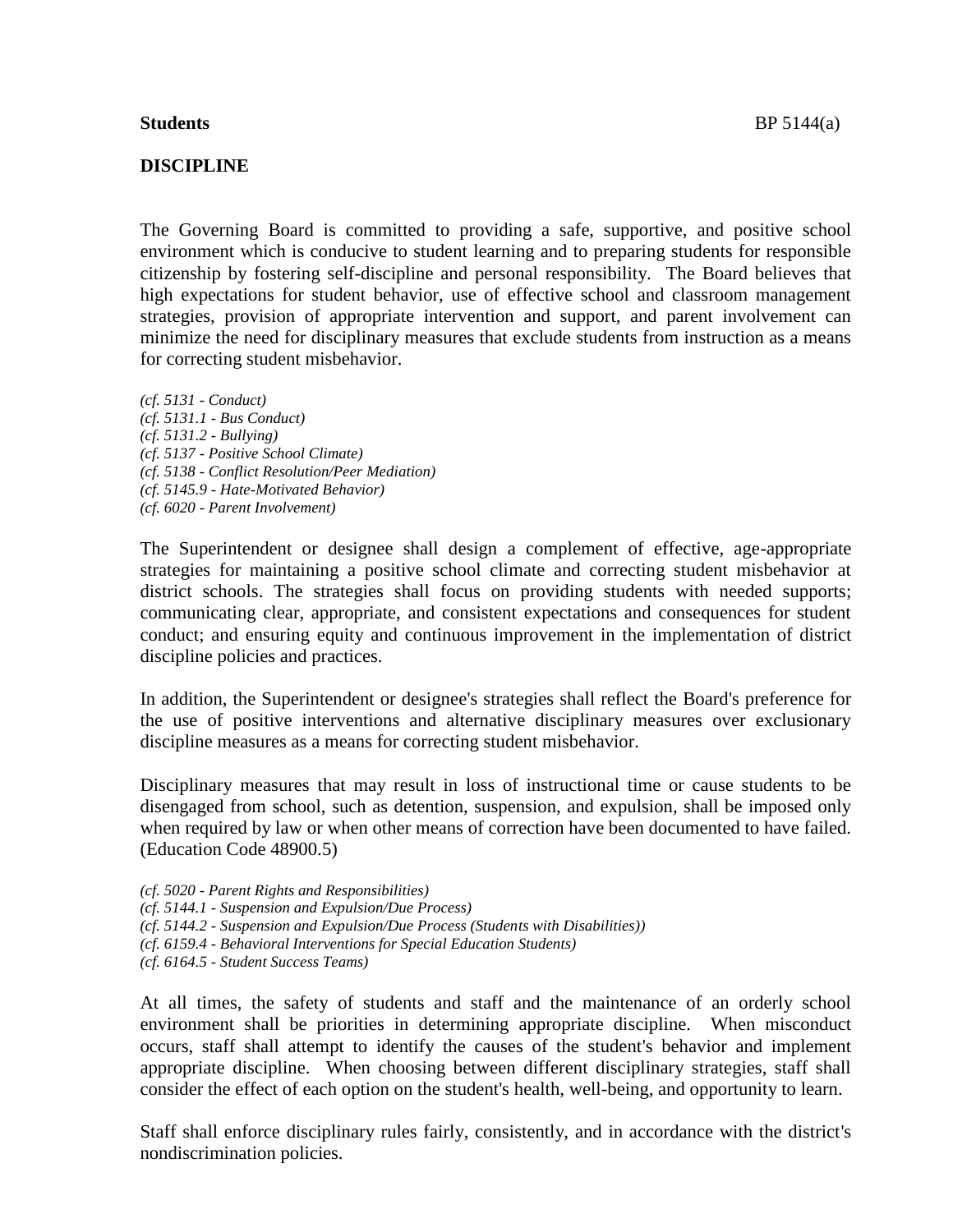**Students** BP 5144(a)

**DISCIPLINE**

The Governing Board is committed to providing a safe, supportive, and positive school environment which is conducive to student learning and to preparing students for responsible citizenship by fostering self-discipline and personal responsibility. The Board believes that high expectations for student behavior, use of effective school and classroom management strategies, provision of appropriate intervention and support, and parent involvement can minimize the need for disciplinary measures that exclude students from instruction as a means for correcting student misbehavior.

*(cf. 5131 - Conduct)*
*(cf. 5131.1 - Bus Conduct)*
*(cf. 5131.2 - Bullying)*
*(cf. 5137 - Positive School Climate)*
*(cf. 5138 - Conflict Resolution/Peer Mediation)*
*(cf. 5145.9 - Hate-Motivated Behavior)*
*(cf. 6020 - Parent Involvement)*

The Superintendent or designee shall design a complement of effective, age-appropriate strategies for maintaining a positive school climate and correcting student misbehavior at district schools. The strategies shall focus on providing students with needed supports; communicating clear, appropriate, and consistent expectations and consequences for student conduct; and ensuring equity and continuous improvement in the implementation of district discipline policies and practices.

In addition, the Superintendent or designee's strategies shall reflect the Board's preference for the use of positive interventions and alternative disciplinary measures over exclusionary discipline measures as a means for correcting student misbehavior.

Disciplinary measures that may result in loss of instructional time or cause students to be disengaged from school, such as detention, suspension, and expulsion, shall be imposed only when required by law or when other means of correction have been documented to have failed. (Education Code 48900.5)

*(cf. 5020 - Parent Rights and Responsibilities)*
*(cf. 5144.1 - Suspension and Expulsion/Due Process)*
*(cf. 5144.2 - Suspension and Expulsion/Due Process (Students with Disabilities))*
*(cf. 6159.4 - Behavioral Interventions for Special Education Students)*
*(cf. 6164.5 - Student Success Teams)*

At all times, the safety of students and staff and the maintenance of an orderly school environment shall be priorities in determining appropriate discipline. When misconduct occurs, staff shall attempt to identify the causes of the student's behavior and implement appropriate discipline. When choosing between different disciplinary strategies, staff shall consider the effect of each option on the student's health, well-being, and opportunity to learn.

Staff shall enforce disciplinary rules fairly, consistently, and in accordance with the district's nondiscrimination policies.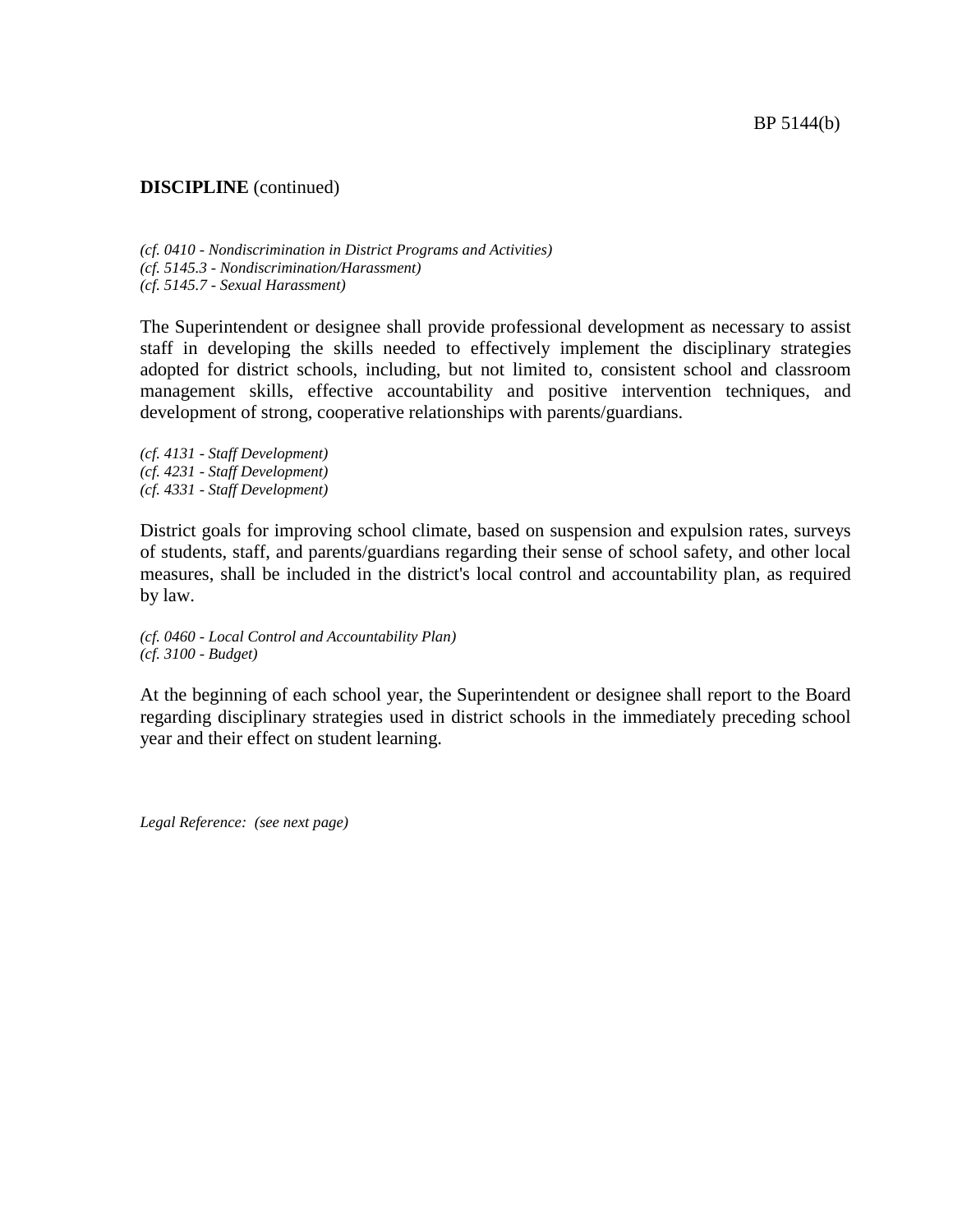**DISCIPLINE** (continued)

*(cf. 0410 - Nondiscrimination in District Programs and Activities)*
*(cf. 5145.3 - Nondiscrimination/Harassment)*
*(cf. 5145.7 - Sexual Harassment)*

The Superintendent or designee shall provide professional development as necessary to assist staff in developing the skills needed to effectively implement the disciplinary strategies adopted for district schools, including, but not limited to, consistent school and classroom management skills, effective accountability and positive intervention techniques, and development of strong, cooperative relationships with parents/guardians.

*(cf. 4131 - Staff Development)*
*(cf. 4231 - Staff Development)*
*(cf. 4331 - Staff Development)*

District goals for improving school climate, based on suspension and expulsion rates, surveys of students, staff, and parents/guardians regarding their sense of school safety, and other local measures, shall be included in the district's local control and accountability plan, as required by law.

*(cf. 0460 - Local Control and Accountability Plan)*
*(cf. 3100 - Budget)*

At the beginning of each school year, the Superintendent or designee shall report to the Board regarding disciplinary strategies used in district schools in the immediately preceding school year and their effect on student learning.

*Legal Reference: (see next page)*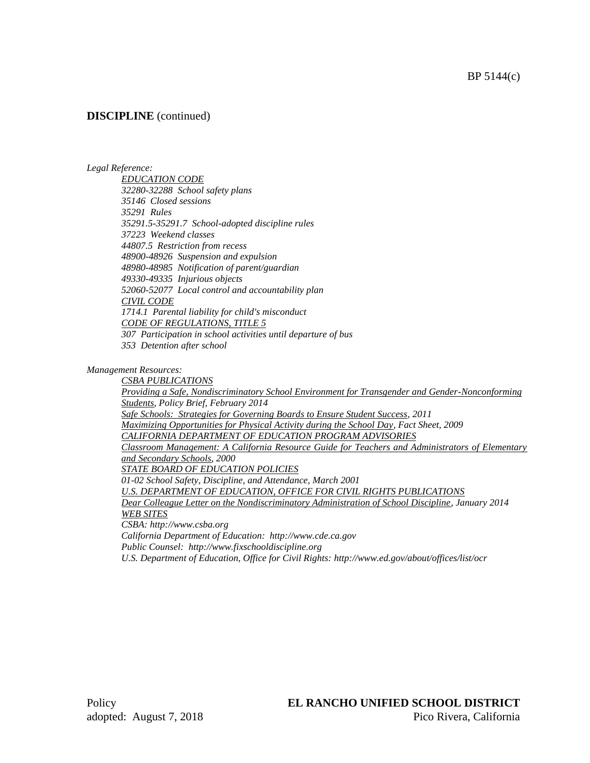**DISCIPLINE** (continued)

*Legal Reference:*

*EDUCATION CODE*
*32280-32288 School safety plans*
*35146 Closed sessions*
*35291 Rules*
*35291.5-35291.7 School-adopted discipline rules*
*37223 Weekend classes*
*44807.5 Restriction from recess*
*48900-48926 Suspension and expulsion*
*48980-48985 Notification of parent/guardian*
*49330-49335 Injurious objects*
*52060-52077 Local control and accountability plan*
*CIVIL CODE*
*1714.1 Parental liability for child's misconduct*
*CODE OF REGULATIONS, TITLE 5*
*307 Participation in school activities until departure of bus*
*353 Detention after school*

*Management Resources:*

*CSBA PUBLICATIONS*
*Providing a Safe, Nondiscriminatory School Environment for Transgender and Gender-Nonconforming Students, Policy Brief, February 2014*
*Safe Schools: Strategies for Governing Boards to Ensure Student Success, 2011*
*Maximizing Opportunities for Physical Activity during the School Day, Fact Sheet, 2009*
*CALIFORNIA DEPARTMENT OF EDUCATION PROGRAM ADVISORIES*
*Classroom Management: A California Resource Guide for Teachers and Administrators of Elementary and Secondary Schools, 2000*
*STATE BOARD OF EDUCATION POLICIES*
*01-02 School Safety, Discipline, and Attendance, March 2001*
*U.S. DEPARTMENT OF EDUCATION, OFFICE FOR CIVIL RIGHTS PUBLICATIONS*
*Dear Colleague Letter on the Nondiscriminatory Administration of School Discipline, January 2014*
*WEB SITES*
*CSBA: http://www.csba.org*
*California Department of Education: http://www.cde.ca.gov*
*Public Counsel: http://www.fixschooldiscipline.org*
*U.S. Department of Education, Office for Civil Rights: http://www.ed.gov/about/offices/list/ocr*

Policy
adopted: August 7, 2018

**EL RANCHO UNIFIED SCHOOL DISTRICT**
Pico Rivera, California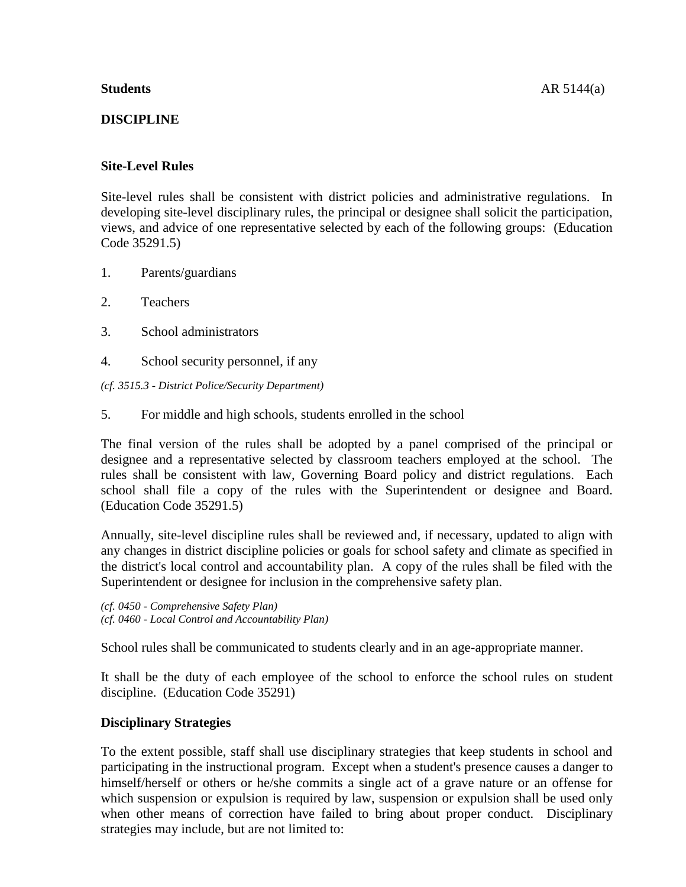**Students** AR 5144(a)

**DISCIPLINE**

**Site-Level Rules**

Site-level rules shall be consistent with district policies and administrative regulations. In developing site-level disciplinary rules, the principal or designee shall solicit the participation, views, and advice of one representative selected by each of the following groups: (Education Code 35291.5)

1. Parents/guardians

2. Teachers

3. School administrators

4. School security personnel, if any

*(cf. 3515.3 - District Police/Security Department)*

5. For middle and high schools, students enrolled in the school

The final version of the rules shall be adopted by a panel comprised of the principal or designee and a representative selected by classroom teachers employed at the school. The rules shall be consistent with law, Governing Board policy and district regulations. Each school shall file a copy of the rules with the Superintendent or designee and Board. (Education Code 35291.5)

Annually, site-level discipline rules shall be reviewed and, if necessary, updated to align with any changes in district discipline policies or goals for school safety and climate as specified in the district's local control and accountability plan. A copy of the rules shall be filed with the Superintendent or designee for inclusion in the comprehensive safety plan.

*(cf. 0450 - Comprehensive Safety Plan)*
*(cf. 0460 - Local Control and Accountability Plan)*

School rules shall be communicated to students clearly and in an age-appropriate manner.

It shall be the duty of each employee of the school to enforce the school rules on student discipline. (Education Code 35291)

**Disciplinary Strategies**

To the extent possible, staff shall use disciplinary strategies that keep students in school and participating in the instructional program. Except when a student's presence causes a danger to himself/herself or others or he/she commits a single act of a grave nature or an offense for which suspension or expulsion is required by law, suspension or expulsion shall be used only when other means of correction have failed to bring about proper conduct. Disciplinary strategies may include, but are not limited to: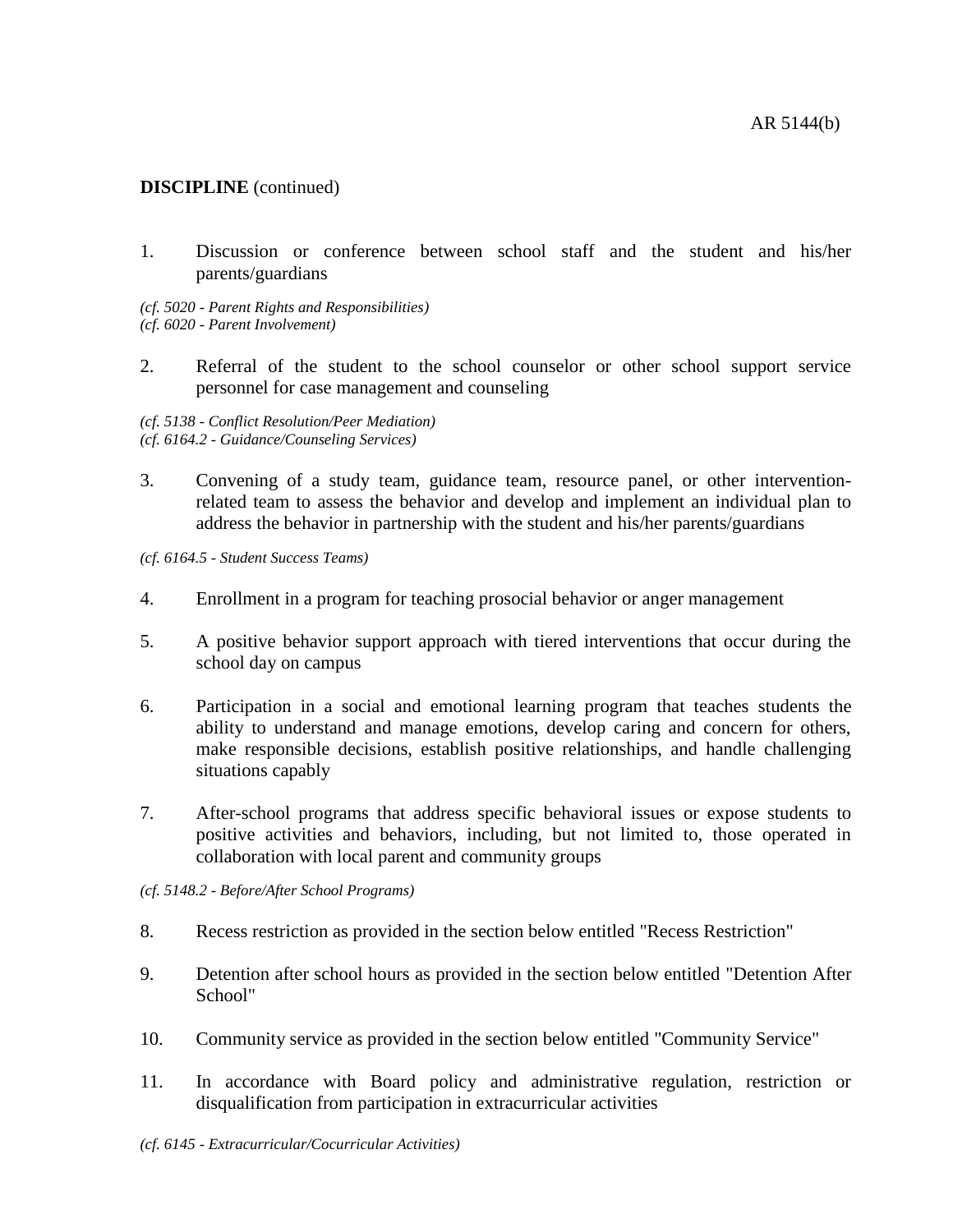**DISCIPLINE** (continued)

1. Discussion or conference between school staff and the student and his/her parents/guardians

*(cf. 5020 - Parent Rights and Responsibilities)*
*(cf. 6020 - Parent Involvement)*

2. Referral of the student to the school counselor or other school support service personnel for case management and counseling

*(cf. 5138 - Conflict Resolution/Peer Mediation)*
*(cf. 6164.2 - Guidance/Counseling Services)*

3. Convening of a study team, guidance team, resource panel, or other intervention-related team to assess the behavior and develop and implement an individual plan to address the behavior in partnership with the student and his/her parents/guardians

*(cf. 6164.5 - Student Success Teams)*

4. Enrollment in a program for teaching prosocial behavior or anger management

5. A positive behavior support approach with tiered interventions that occur during the school day on campus

6. Participation in a social and emotional learning program that teaches students the ability to understand and manage emotions, develop caring and concern for others, make responsible decisions, establish positive relationships, and handle challenging situations capably

7. After-school programs that address specific behavioral issues or expose students to positive activities and behaviors, including, but not limited to, those operated in collaboration with local parent and community groups

*(cf. 5148.2 - Before/After School Programs)*

8. Recess restriction as provided in the section below entitled "Recess Restriction"

9. Detention after school hours as provided in the section below entitled "Detention After School"

10. Community service as provided in the section below entitled "Community Service"

11. In accordance with Board policy and administrative regulation, restriction or disqualification from participation in extracurricular activities

*(cf. 6145 - Extracurricular/Cocurricular Activities)*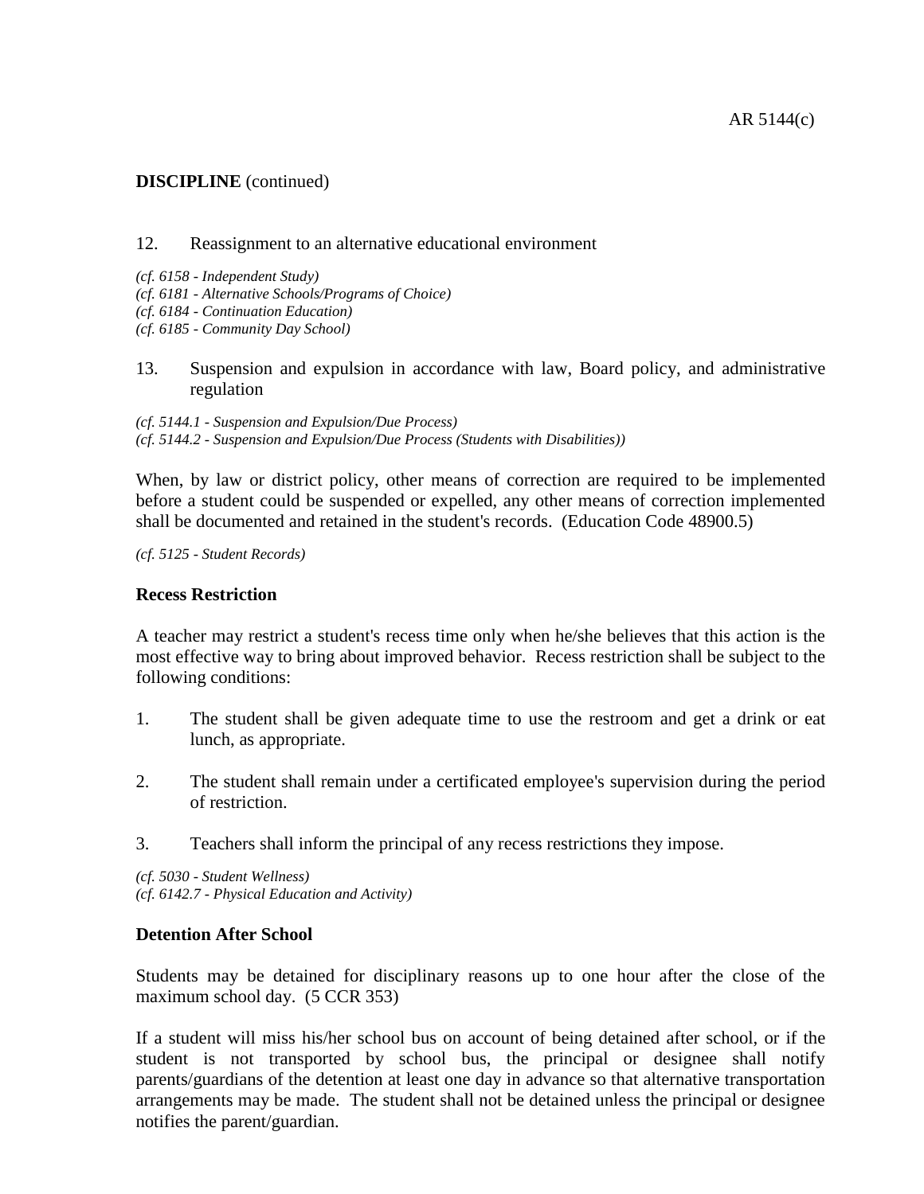**DISCIPLINE** (continued)

12. Reassignment to an alternative educational environment

*(cf. 6158 - Independent Study)*
*(cf. 6181 - Alternative Schools/Programs of Choice)*
*(cf. 6184 - Continuation Education)*
*(cf. 6185 - Community Day School)*

13. Suspension and expulsion in accordance with law, Board policy, and administrative regulation

*(cf. 5144.1 - Suspension and Expulsion/Due Process)*
*(cf. 5144.2 - Suspension and Expulsion/Due Process (Students with Disabilities))*

When, by law or district policy, other means of correction are required to be implemented before a student could be suspended or expelled, any other means of correction implemented shall be documented and retained in the student's records. (Education Code 48900.5)

*(cf. 5125 - Student Records)*

**Recess Restriction**

A teacher may restrict a student's recess time only when he/she believes that this action is the most effective way to bring about improved behavior. Recess restriction shall be subject to the following conditions:

1. The student shall be given adequate time to use the restroom and get a drink or eat lunch, as appropriate.

2. The student shall remain under a certificated employee's supervision during the period of restriction.

3. Teachers shall inform the principal of any recess restrictions they impose.

*(cf. 5030 - Student Wellness)*
*(cf. 6142.7 - Physical Education and Activity)*

**Detention After School**

Students may be detained for disciplinary reasons up to one hour after the close of the maximum school day. (5 CCR 353)

If a student will miss his/her school bus on account of being detained after school, or if the student is not transported by school bus, the principal or designee shall notify parents/guardians of the detention at least one day in advance so that alternative transportation arrangements may be made. The student shall not be detained unless the principal or designee notifies the parent/guardian.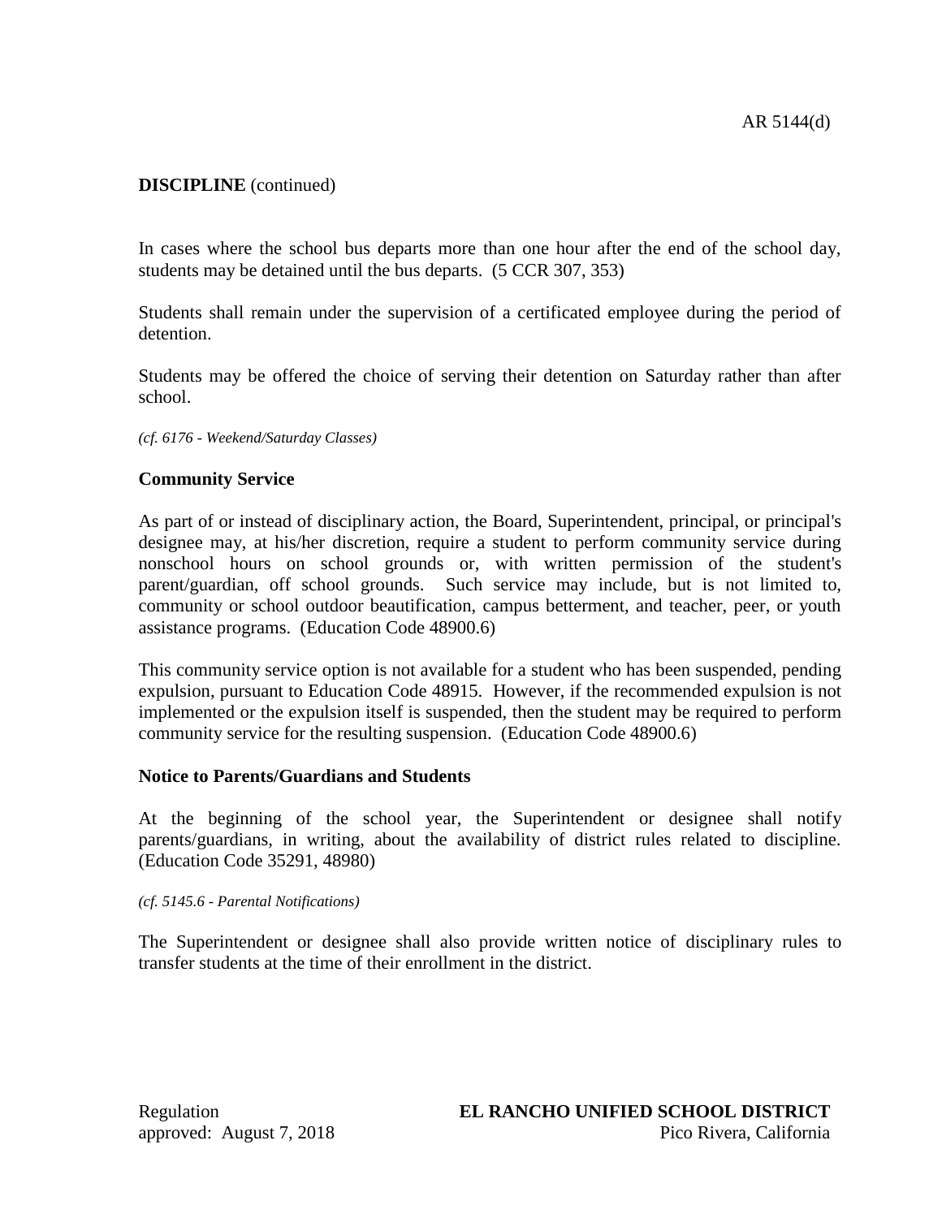In cases where the school bus departs more than one hour after the end of the school day, students may be detained until the bus departs. (5 CCR 307, 353)

Students shall remain under the supervision of a certificated employee during the period of detention.

Students may be offered the choice of serving their detention on Saturday rather than after school.

*(cf. 6176 - Weekend/Saturday Classes)*

**Community Service**

As part of or instead of disciplinary action, the Board, Superintendent, principal, or principal's designee may, at his/her discretion, require a student to perform community service during nonschool hours on school grounds or, with written permission of the student's parent/guardian, off school grounds. Such service may include, but is not limited to, community or school outdoor beautification, campus betterment, and teacher, peer, or youth assistance programs. (Education Code 48900.6)

This community service option is not available for a student who has been suspended, pending expulsion, pursuant to Education Code 48915. However, if the recommended expulsion is not implemented or the expulsion itself is suspended, then the student may be required to perform community service for the resulting suspension. (Education Code 48900.6)

**Notice to Parents/Guardians and Students**

At the beginning of the school year, the Superintendent or designee shall notify parents/guardians, in writing, about the availability of district rules related to discipline. (Education Code 35291, 48980)

*(cf. 5145.6 - Parental Notifications)*

The Superintendent or designee shall also provide written notice of disciplinary rules to transfer students at the time of their enrollment in the district.

Regulation
approved: August 7, 2018

**EL RANCHO UNIFIED SCHOOL DISTRICT**
Pico Rivera, California